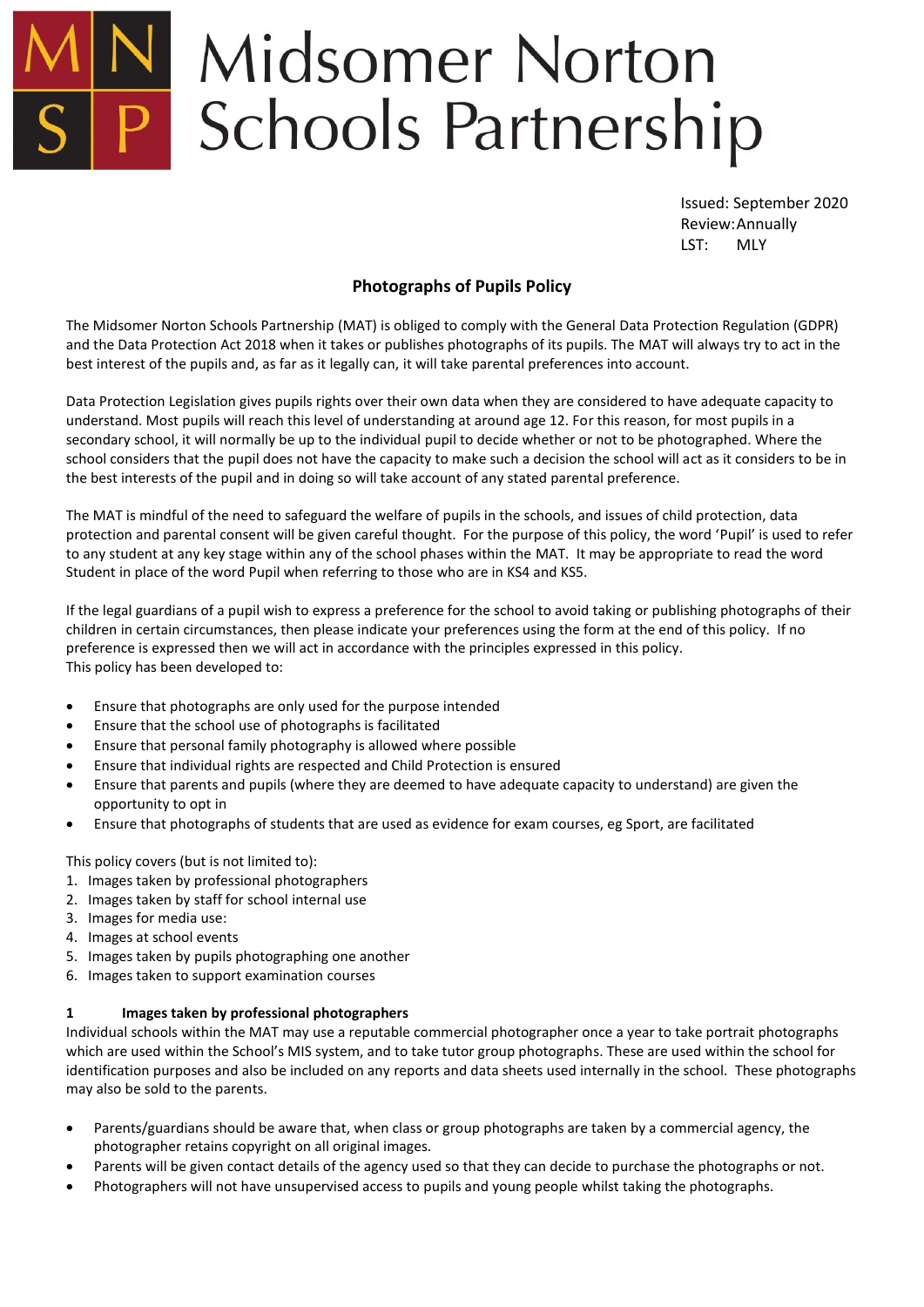# Midsomer Norton Schools Partnership

Issued: September 2020
Review: Annually
LST: MLY

## Photographs of Pupils Policy

The Midsomer Norton Schools Partnership (MAT) is obliged to comply with the General Data Protection Regulation (GDPR) and the Data Protection Act 2018 when it takes or publishes photographs of its pupils. The MAT will always try to act in the best interest of the pupils and, as far as it legally can, it will take parental preferences into account.

Data Protection Legislation gives pupils rights over their own data when they are considered to have adequate capacity to understand. Most pupils will reach this level of understanding at around age 12. For this reason, for most pupils in a secondary school, it will normally be up to the individual pupil to decide whether or not to be photographed. Where the school considers that the pupil does not have the capacity to make such a decision the school will act as it considers to be in the best interests of the pupil and in doing so will take account of any stated parental preference.

The MAT is mindful of the need to safeguard the welfare of pupils in the schools, and issues of child protection, data protection and parental consent will be given careful thought. For the purpose of this policy, the word 'Pupil' is used to refer to any student at any key stage within any of the school phases within the MAT. It may be appropriate to read the word Student in place of the word Pupil when referring to those who are in KS4 and KS5.

If the legal guardians of a pupil wish to express a preference for the school to avoid taking or publishing photographs of their children in certain circumstances, then please indicate your preferences using the form at the end of this policy. If no preference is expressed then we will act in accordance with the principles expressed in this policy.
This policy has been developed to:

- Ensure that photographs are only used for the purpose intended
- Ensure that the school use of photographs is facilitated
- Ensure that personal family photography is allowed where possible
- Ensure that individual rights are respected and Child Protection is ensured
- Ensure that parents and pupils (where they are deemed to have adequate capacity to understand) are given the opportunity to opt in
- Ensure that photographs of students that are used as evidence for exam courses, eg Sport, are facilitated

This policy covers (but is not limited to):

1. Images taken by professional photographers
2. Images taken by staff for school internal use
3. Images for media use:
4. Images at school events
5. Images taken by pupils photographing one another
6. Images taken to support examination courses

### 1 Images taken by professional photographers

Individual schools within the MAT may use a reputable commercial photographer once a year to take portrait photographs which are used within the School's MIS system, and to take tutor group photographs. These are used within the school for identification purposes and also be included on any reports and data sheets used internally in the school. These photographs may also be sold to the parents.

- Parents/guardians should be aware that, when class or group photographs are taken by a commercial agency, the photographer retains copyright on all original images.
- Parents will be given contact details of the agency used so that they can decide to purchase the photographs or not.
- Photographers will not have unsupervised access to pupils and young people whilst taking the photographs.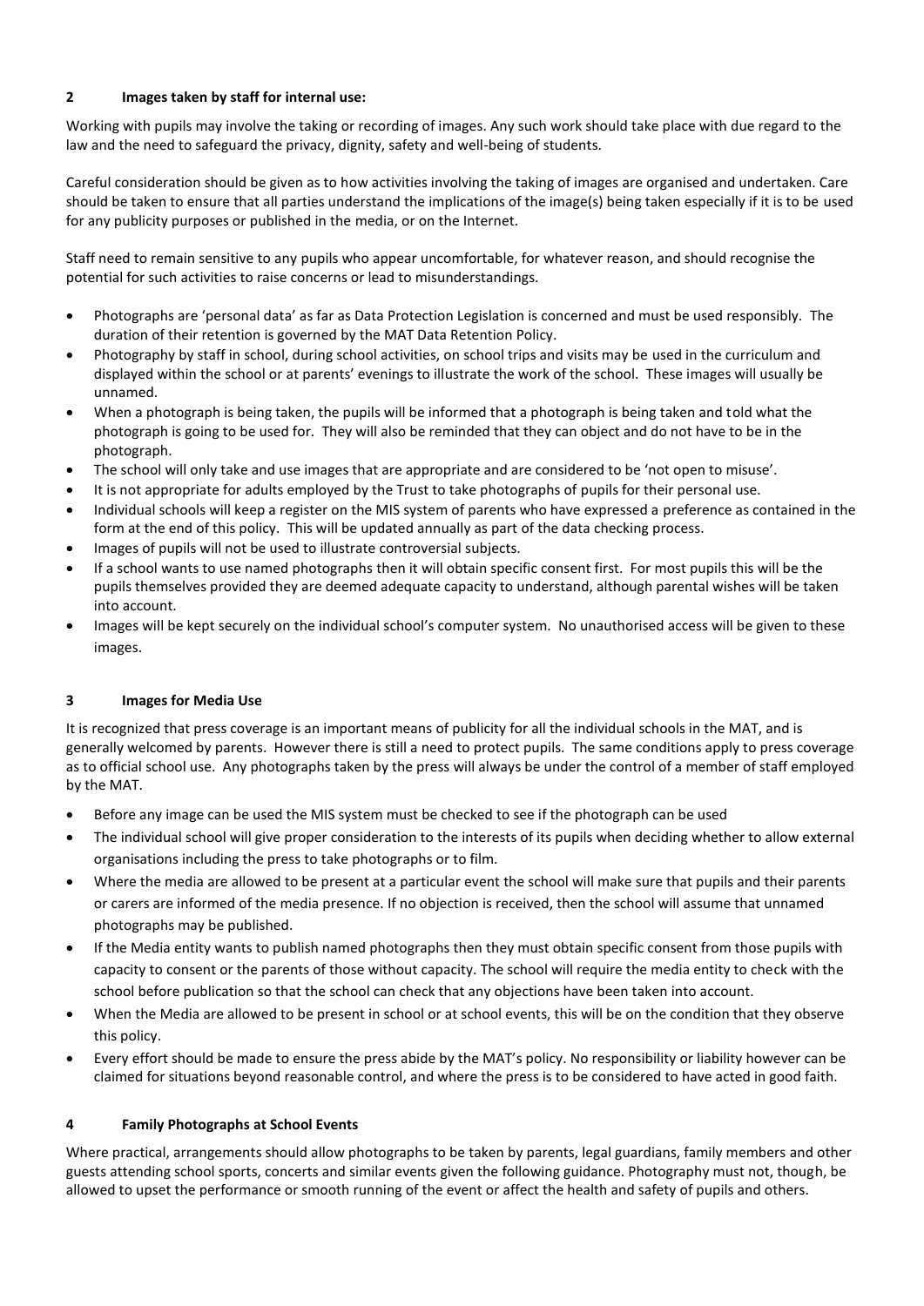## 2 Images taken by staff for internal use:

Working with pupils may involve the taking or recording of images. Any such work should take place with due regard to the law and the need to safeguard the privacy, dignity, safety and well-being of students.

Careful consideration should be given as to how activities involving the taking of images are organised and undertaken. Care should be taken to ensure that all parties understand the implications of the image(s) being taken especially if it is to be used for any publicity purposes or published in the media, or on the Internet.

Staff need to remain sensitive to any pupils who appear uncomfortable, for whatever reason, and should recognise the potential for such activities to raise concerns or lead to misunderstandings.

- Photographs are 'personal data' as far as Data Protection Legislation is concerned and must be used responsibly. The duration of their retention is governed by the MAT Data Retention Policy.
- Photography by staff in school, during school activities, on school trips and visits may be used in the curriculum and displayed within the school or at parents' evenings to illustrate the work of the school. These images will usually be unnamed.
- When a photograph is being taken, the pupils will be informed that a photograph is being taken and told what the photograph is going to be used for. They will also be reminded that they can object and do not have to be in the photograph.
- The school will only take and use images that are appropriate and are considered to be 'not open to misuse'.
- It is not appropriate for adults employed by the Trust to take photographs of pupils for their personal use.
- Individual schools will keep a register on the MIS system of parents who have expressed a preference as contained in the form at the end of this policy. This will be updated annually as part of the data checking process.
- Images of pupils will not be used to illustrate controversial subjects.
- If a school wants to use named photographs then it will obtain specific consent first. For most pupils this will be the pupils themselves provided they are deemed adequate capacity to understand, although parental wishes will be taken into account.
- Images will be kept securely on the individual school's computer system. No unauthorised access will be given to these images.

## 3 Images for Media Use

It is recognized that press coverage is an important means of publicity for all the individual schools in the MAT, and is generally welcomed by parents. However there is still a need to protect pupils. The same conditions apply to press coverage as to official school use. Any photographs taken by the press will always be under the control of a member of staff employed by the MAT.

- Before any image can be used the MIS system must be checked to see if the photograph can be used
- The individual school will give proper consideration to the interests of its pupils when deciding whether to allow external organisations including the press to take photographs or to film.
- Where the media are allowed to be present at a particular event the school will make sure that pupils and their parents or carers are informed of the media presence. If no objection is received, then the school will assume that unnamed photographs may be published.
- If the Media entity wants to publish named photographs then they must obtain specific consent from those pupils with capacity to consent or the parents of those without capacity. The school will require the media entity to check with the school before publication so that the school can check that any objections have been taken into account.
- When the Media are allowed to be present in school or at school events, this will be on the condition that they observe this policy.
- Every effort should be made to ensure the press abide by the MAT's policy. No responsibility or liability however can be claimed for situations beyond reasonable control, and where the press is to be considered to have acted in good faith.

## 4 Family Photographs at School Events

Where practical, arrangements should allow photographs to be taken by parents, legal guardians, family members and other guests attending school sports, concerts and similar events given the following guidance. Photography must not, though, be allowed to upset the performance or smooth running of the event or affect the health and safety of pupils and others.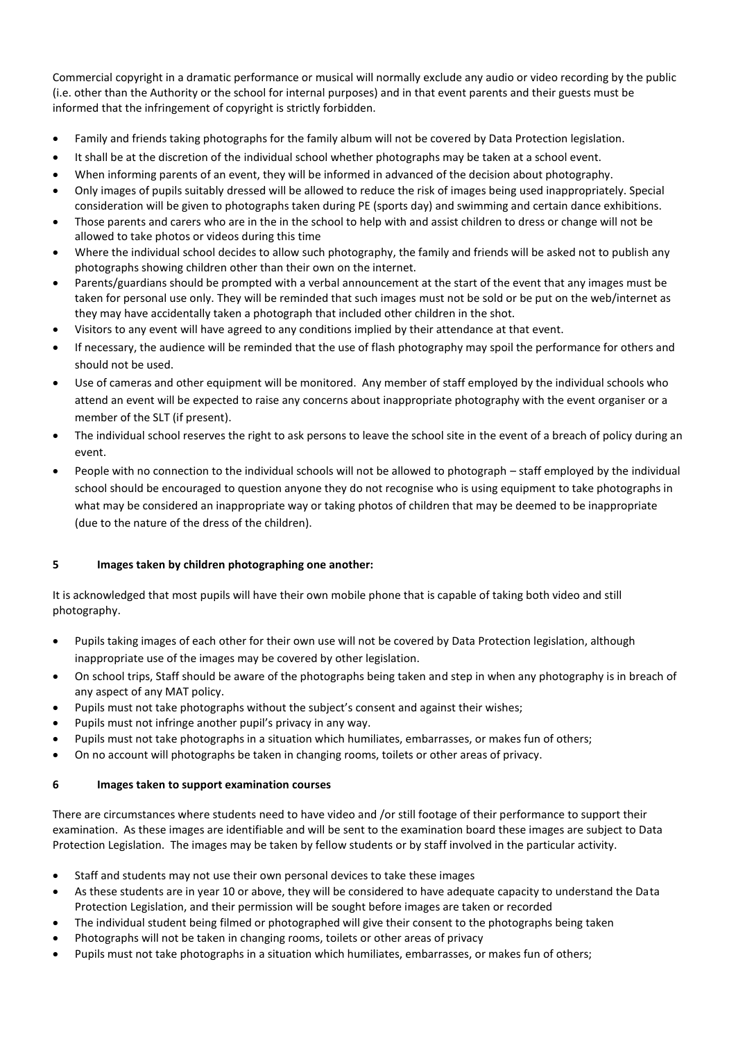Commercial copyright in a dramatic performance or musical will normally exclude any audio or video recording by the public (i.e. other than the Authority or the school for internal purposes) and in that event parents and their guests must be informed that the infringement of copyright is strictly forbidden.

- Family and friends taking photographs for the family album will not be covered by Data Protection legislation.
- It shall be at the discretion of the individual school whether photographs may be taken at a school event.
- When informing parents of an event, they will be informed in advanced of the decision about photography.
- Only images of pupils suitably dressed will be allowed to reduce the risk of images being used inappropriately. Special consideration will be given to photographs taken during PE (sports day) and swimming and certain dance exhibitions.
- Those parents and carers who are in the in the school to help with and assist children to dress or change will not be allowed to take photos or videos during this time
- Where the individual school decides to allow such photography, the family and friends will be asked not to publish any photographs showing children other than their own on the internet.
- Parents/guardians should be prompted with a verbal announcement at the start of the event that any images must be taken for personal use only. They will be reminded that such images must not be sold or be put on the web/internet as they may have accidentally taken a photograph that included other children in the shot.
- Visitors to any event will have agreed to any conditions implied by their attendance at that event.
- If necessary, the audience will be reminded that the use of flash photography may spoil the performance for others and should not be used.
- Use of cameras and other equipment will be monitored. Any member of staff employed by the individual schools who attend an event will be expected to raise any concerns about inappropriate photography with the event organiser or a member of the SLT (if present).
- The individual school reserves the right to ask persons to leave the school site in the event of a breach of policy during an event.
- People with no connection to the individual schools will not be allowed to photograph – staff employed by the individual school should be encouraged to question anyone they do not recognise who is using equipment to take photographs in what may be considered an inappropriate way or taking photos of children that may be deemed to be inappropriate (due to the nature of the dress of the children).

## 5 Images taken by children photographing one another:

It is acknowledged that most pupils will have their own mobile phone that is capable of taking both video and still photography.

- Pupils taking images of each other for their own use will not be covered by Data Protection legislation, although inappropriate use of the images may be covered by other legislation.
- On school trips, Staff should be aware of the photographs being taken and step in when any photography is in breach of any aspect of any MAT policy.
- Pupils must not take photographs without the subject's consent and against their wishes;
- Pupils must not infringe another pupil's privacy in any way.
- Pupils must not take photographs in a situation which humiliates, embarrasses, or makes fun of others;
- On no account will photographs be taken in changing rooms, toilets or other areas of privacy.

## 6 Images taken to support examination courses

There are circumstances where students need to have video and /or still footage of their performance to support their examination. As these images are identifiable and will be sent to the examination board these images are subject to Data Protection Legislation. The images may be taken by fellow students or by staff involved in the particular activity.

- Staff and students may not use their own personal devices to take these images
- As these students are in year 10 or above, they will be considered to have adequate capacity to understand the Data Protection Legislation, and their permission will be sought before images are taken or recorded
- The individual student being filmed or photographed will give their consent to the photographs being taken
- Photographs will not be taken in changing rooms, toilets or other areas of privacy
- Pupils must not take photographs in a situation which humiliates, embarrasses, or makes fun of others;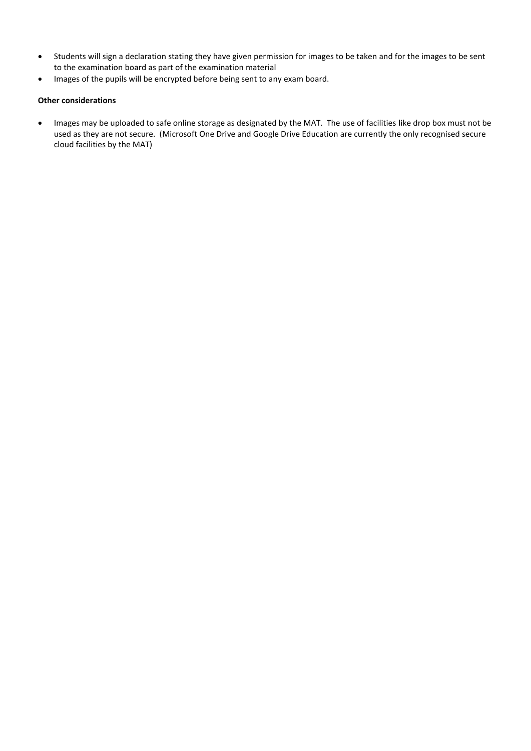- Students will sign a declaration stating they have given permission for images to be taken and for the images to be sent to the examination board as part of the examination material
- Images of the pupils will be encrypted before being sent to any exam board.

**Other considerations**

- Images may be uploaded to safe online storage as designated by the MAT. The use of facilities like drop box must not be used as they are not secure. (Microsoft One Drive and Google Drive Education are currently the only recognised secure cloud facilities by the MAT)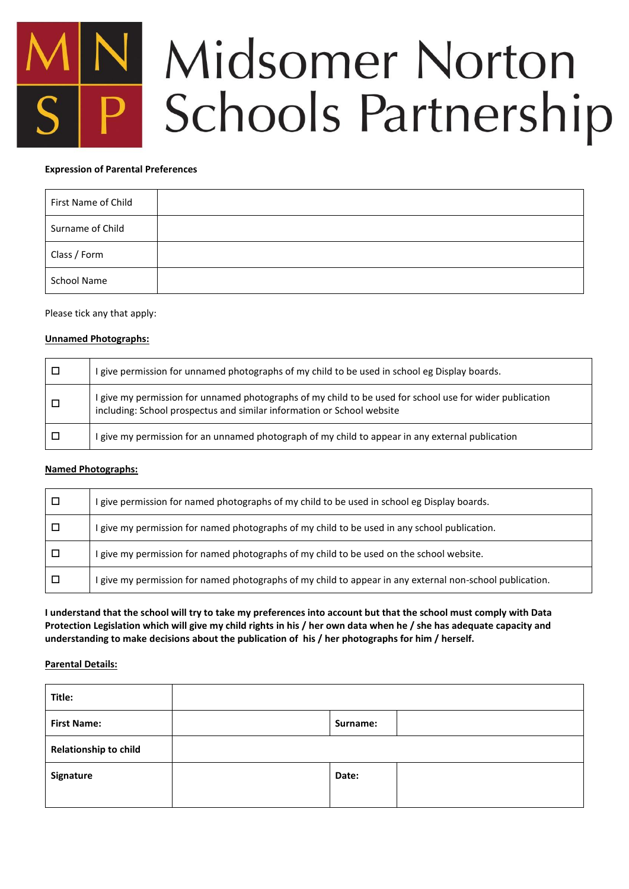# Midsomer Norton Schools Partnership

**Expression of Parental Preferences**

| | |
|---|---|
| First Name of Child | |
| Surname of Child | |
| Class / Form | |
| School Name | |

Please tick any that apply:

**Unnamed Photographs:**

| | |
|---|---|
| ☐ | I give permission for unnamed photographs of my child to be used in school eg Display boards. |
| ☐ | I give my permission for unnamed photographs of my child to be used for school use for wider publication including: School prospectus and similar information or School website |
| ☐ | I give my permission for an unnamed photograph of my child to appear in any external publication |

**Named Photographs:**

| | |
|---|---|
| ☐ | I give permission for named photographs of my child to be used in school eg Display boards. |
| ☐ | I give my permission for named photographs of my child to be used in any school publication. |
| ☐ | I give my permission for named photographs of my child to be used on the school website. |
| ☐ | I give my permission for named photographs of my child to appear in any external non-school publication. |

**I understand that the school will try to take my preferences into account but that the school must comply with Data Protection Legislation which will give my child rights in his / her own data when he / she has adequate capacity and understanding to make decisions about the publication of his / her photographs for him / herself.**

**Parental Details:**

| | | | |
|---|---|---|---|
| **Title:** | | | |
| **First Name:** | | **Surname:** | |
| **Relationship to child** | | | |
| **Signature** | | **Date:** | |